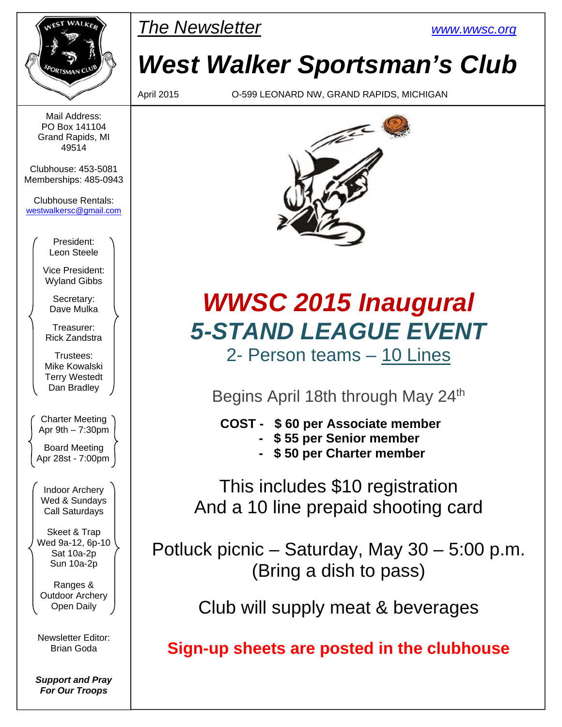*The Newsletter* www.wwsc.org

# West Walker Sportsman's Club

April 2015 O-599 LEONARD NW, GRAND RAPIDS, MICHIGAN

Mail Address:
PO Box 141104
Grand Rapids, MI
49514

Clubhouse: 453-5081
Memberships: 485-0943

Clubhouse Rentals:
westwalkersc@gmail.com

President:
Leon Steele

Vice President:
Wyland Gibbs

Secretary:
Dave Mulka

Treasurer:
Rick Zandstra

Trustees:
Mike Kowalski
Terry Westedt
Dan Bradley

Charter Meeting
Apr 9th – 7:30pm

Board Meeting
Apr 28st - 7:00pm

Indoor Archery
Wed & Sundays
Call Saturdays

Skeet & Trap
Wed 9a-12, 6p-10
Sat 10a-2p
Sun 10a-2p

Ranges &
Outdoor Archery
Open Daily

Newsletter Editor:
Brian Goda

***Support and Pray For Our Troops***

## *WWSC 2015 Inaugural*
## *5-STAND LEAGUE EVENT*

2- Person teams – 10 Lines

Begins April 18th through May 24th

**COST - $ 60 per Associate member**
- **$ 55 per Senior member**
- **$ 50 per Charter member**

This includes $10 registration
And a 10 line prepaid shooting card

Potluck picnic – Saturday, May 30 – 5:00 p.m.
(Bring a dish to pass)

Club will supply meat & beverages

**Sign-up sheets are posted in the clubhouse**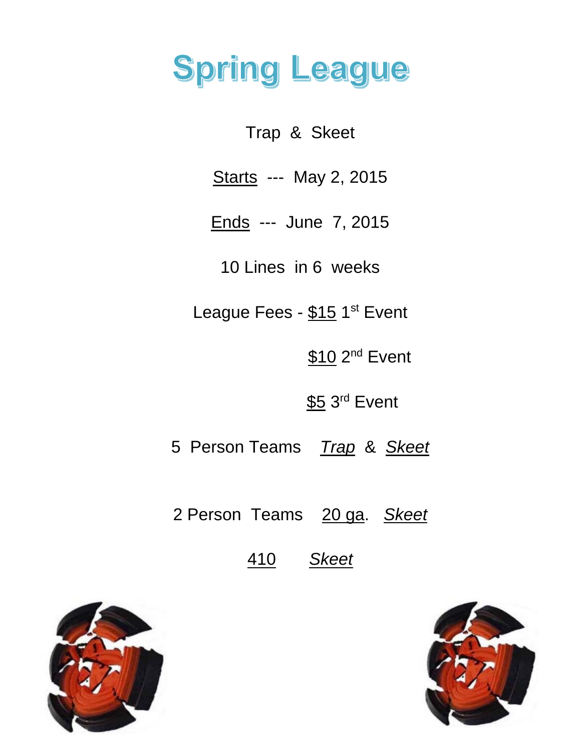# Spring League

Trap & Skeet

Starts --- May 2, 2015

Ends --- June 7, 2015

10 Lines in 6 weeks

League Fees - $15 1st Event

$10 2nd Event

$5 3rd Event

5 Person Teams *Trap* & *Skeet*

2 Person Teams 20 ga. *Skeet*

410 *Skeet*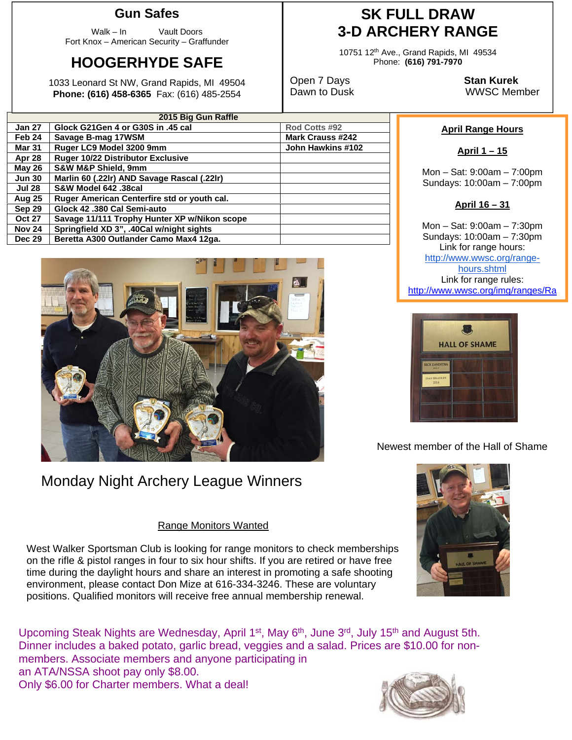## Gun Safes

Walk – In Vault Doors
Fort Knox – American Security – Graffunder

## HOOGERHYDE SAFE

1033 Leonard St NW, Grand Rapids, MI 49504
**Phone: (616) 458-6365** Fax: (616) 485-2554

## SK FULL DRAW 3-D ARCHERY RANGE

10751 12th Ave., Grand Rapids, MI 49534
Phone: **(616) 791-7970**

Open 7 Days
Dawn to Dusk

**Stan Kurek**
WWSC Member

| 2015 Big Gun Raffle | | |
|---|---|---|
| **Jan 27** | **Glock G21Gen 4 or G30S in .45 cal** | **Rod Cotts #92** |
| **Feb 24** | **Savage B-mag 17WSM** | **Mark Crauss #242** |
| **Mar 31** | **Ruger LC9 Model 3200 9mm** | **John Hawkins #102** |
| **Apr 28** | **Ruger 10/22 Distributor Exclusive** | |
| **May 26** | **S&W M&P Shield, 9mm** | |
| **Jun 30** | **Marlin 60 (.22lr) AND Savage Rascal (.22lr)** | |
| **Jul 28** | **S&W Model 642 .38cal** | |
| **Aug 25** | **Ruger American Centerfire std or youth cal.** | |
| **Sep 29** | **Glock 42 .380 Cal Semi-auto** | |
| **Oct 27** | **Savage 11/111 Trophy Hunter XP w/Nikon scope** | |
| **Nov 24** | **Springfield XD 3", .40Cal w/night sights** | |
| **Dec 29** | **Beretta A300 Outlander Camo Max4 12ga.** | |

**April Range Hours**

**April 1 – 15**

Mon – Sat: 9:00am – 7:00pm
Sundays: 10:00am – 7:00pm

**April 16 – 31**

Mon – Sat: 9:00am – 7:30pm
Sundays: 10:00am – 7:30pm
Link for range hours:
http://www.wwsc.org/range-hours.shtml
Link for range rules:
http://www.wwsc.org/img/ranges/Ra

Monday Night Archery League Winners

Newest member of the Hall of Shame

Range Monitors Wanted

West Walker Sportsman Club is looking for range monitors to check memberships on the rifle & pistol ranges in four to six hour shifts. If you are retired or have free time during the daylight hours and share an interest in promoting a safe shooting environment, please contact Don Mize at 616-334-3246. These are voluntary positions. Qualified monitors will receive free annual membership renewal.

Upcoming Steak Nights are Wednesday, April 1st, May 6th, June 3rd, July 15th and August 5th. Dinner includes a baked potato, garlic bread, veggies and a salad. Prices are $10.00 for non-members. Associate members and anyone participating in an ATA/NSSA shoot pay only $8.00.
Only $6.00 for Charter members. What a deal!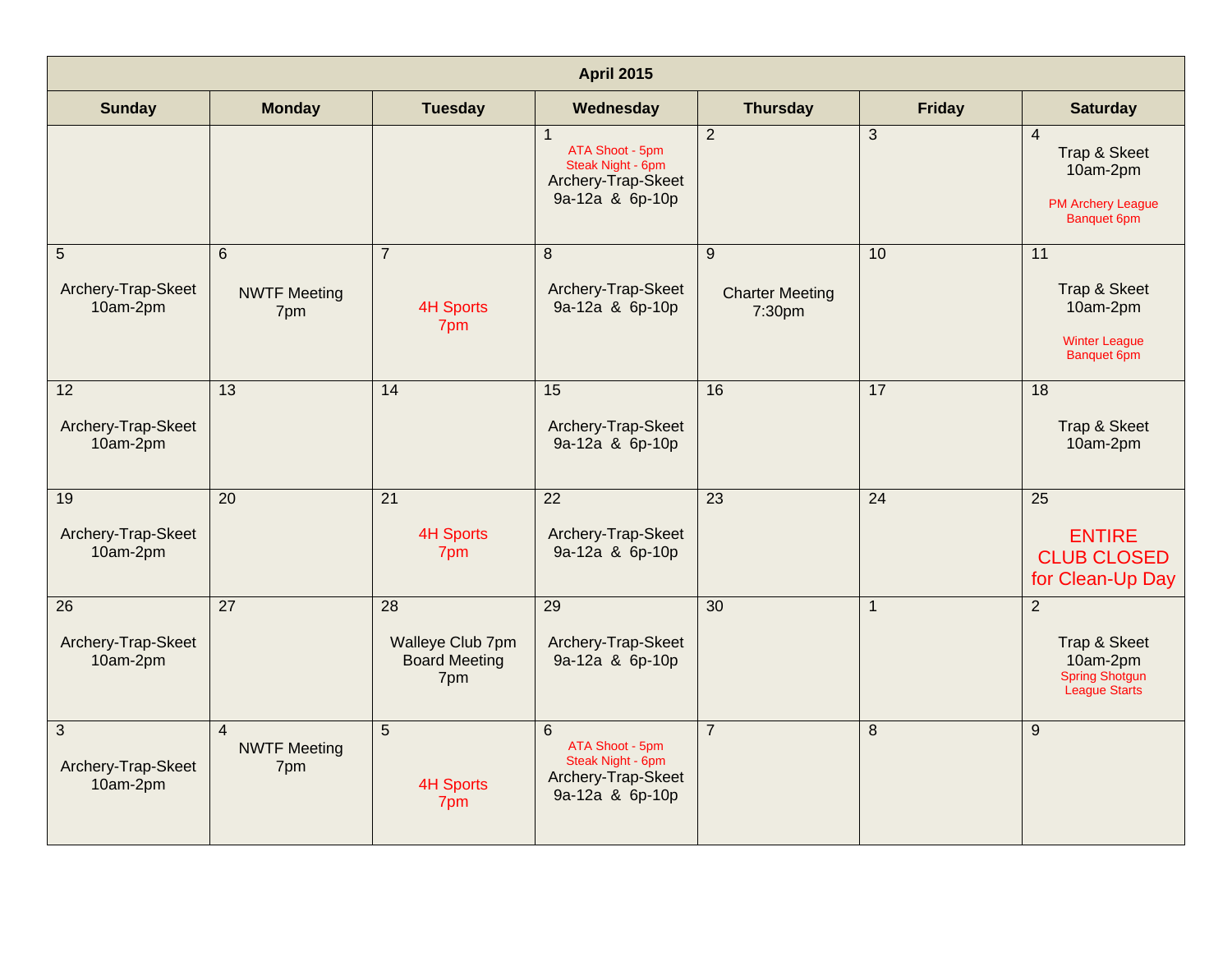| April 2015 | | | | | | |
|---|---|---|---|---|---|---|
| **Sunday** | **Monday** | **Tuesday** | **Wednesday** | **Thursday** | **Friday** | **Saturday** |
| | | | 1 ATA Shoot - 5pm Steak Night - 6pm Archery-Trap-Skeet 9a-12a & 6p-10p | 2 | 3 | 4 Trap & Skeet 10am-2pm PM Archery League Banquet 6pm |
| 5 Archery-Trap-Skeet 10am-2pm | 6 NWTF Meeting 7pm | 7 4H Sports 7pm | 8 Archery-Trap-Skeet 9a-12a & 6p-10p | 9 Charter Meeting 7:30pm | 10 | 11 Trap & Skeet 10am-2pm Winter League Banquet 6pm |
| 12 Archery-Trap-Skeet 10am-2pm | 13 | 14 | 15 Archery-Trap-Skeet 9a-12a & 6p-10p | 16 | 17 | 18 Trap & Skeet 10am-2pm |
| 19 Archery-Trap-Skeet 10am-2pm | 20 | 21 4H Sports 7pm | 22 Archery-Trap-Skeet 9a-12a & 6p-10p | 23 | 24 | 25 ENTIRE CLUB CLOSED for Clean-Up Day |
| 26 Archery-Trap-Skeet 10am-2pm | 27 | 28 Walleye Club 7pm Board Meeting 7pm | 29 Archery-Trap-Skeet 9a-12a & 6p-10p | 30 | 1 | 2 Trap & Skeet 10am-2pm Spring Shotgun League Starts |
| 3 Archery-Trap-Skeet 10am-2pm | 4 NWTF Meeting 7pm | 5 4H Sports 7pm | 6 ATA Shoot - 5pm Steak Night - 6pm Archery-Trap-Skeet 9a-12a & 6p-10p | 7 | 8 | 9 |